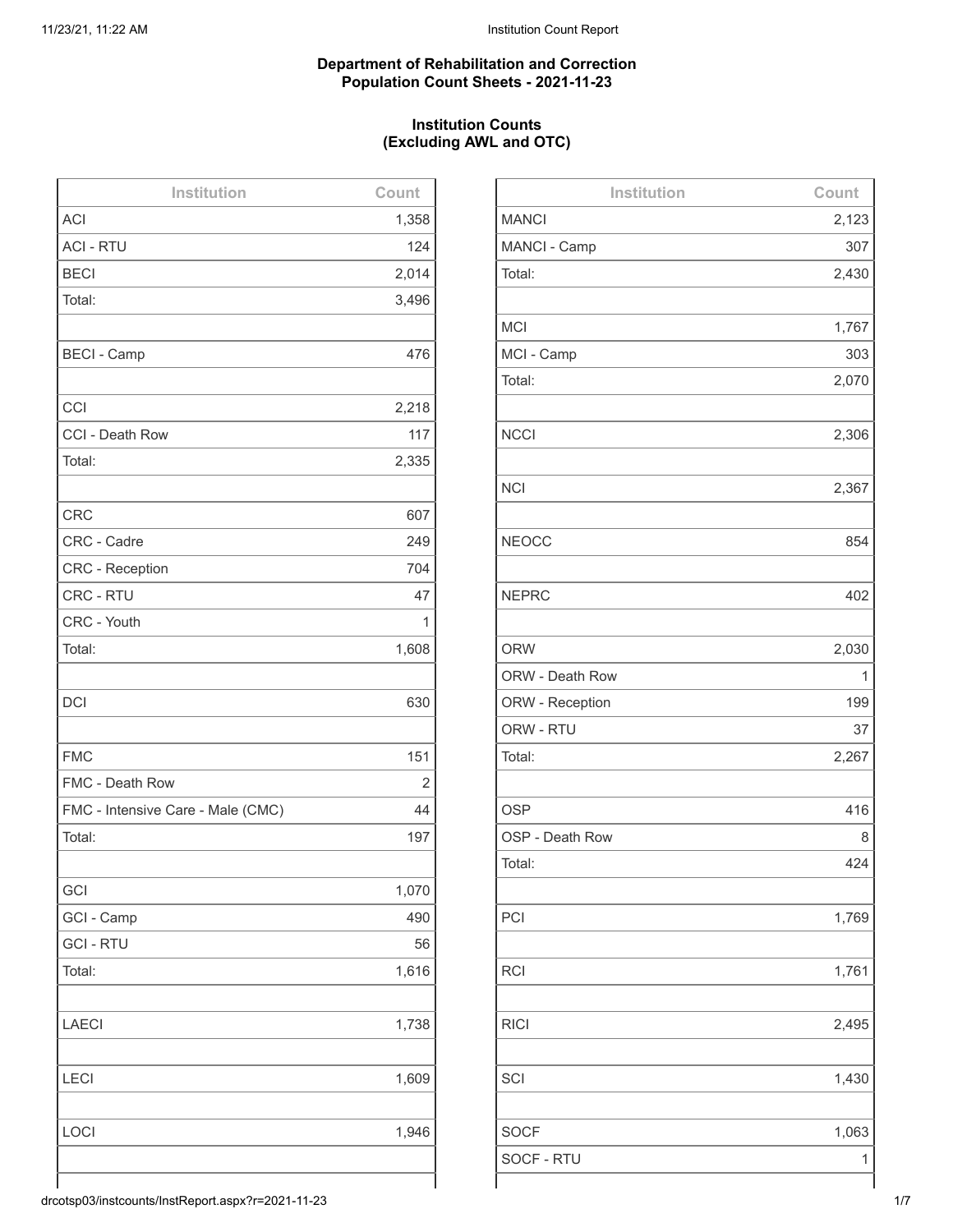**Department of Rehabilitation and Correction**
**Population Count Sheets - 2021-11-23**

**Institution Counts**
**(Excluding AWL and OTC)**

| Institution | Count |
|---|---|
| ACI | 1,358 |
| ACI - RTU | 124 |
| BECI | 2,014 |
| Total: | 3,496 |
| | |
| BECI - Camp | 476 |
| | |
| CCI | 2,218 |
| CCI - Death Row | 117 |
| Total: | 2,335 |
| | |
| CRC | 607 |
| CRC - Cadre | 249 |
| CRC - Reception | 704 |
| CRC - RTU | 47 |
| CRC - Youth | 1 |
| Total: | 1,608 |
| | |
| DCI | 630 |
| | |
| FMC | 151 |
| FMC - Death Row | 2 |
| FMC - Intensive Care - Male (CMC) | 44 |
| Total: | 197 |
| | |
| GCI | 1,070 |
| GCI - Camp | 490 |
| GCI - RTU | 56 |
| Total: | 1,616 |
| | |
| LAECI | 1,738 |
| | |
| LECI | 1,609 |
| | |
| LOCI | 1,946 |
| | |

| Institution | Count |
|---|---|
| MANCI | 2,123 |
| MANCI - Camp | 307 |
| Total: | 2,430 |
| | |
| MCI | 1,767 |
| MCI - Camp | 303 |
| Total: | 2,070 |
| | |
| NCCI | 2,306 |
| | |
| NCI | 2,367 |
| | |
| NEOCC | 854 |
| | |
| NEPRC | 402 |
| | |
| ORW | 2,030 |
| ORW - Death Row | 1 |
| ORW - Reception | 199 |
| ORW - RTU | 37 |
| Total: | 2,267 |
| | |
| OSP | 416 |
| OSP - Death Row | 8 |
| Total: | 424 |
| | |
| PCI | 1,769 |
| | |
| RCI | 1,761 |
| | |
| RICI | 2,495 |
| | |
| SCI | 1,430 |
| | |
| SOCF | 1,063 |
| SOCF - RTU | 1 |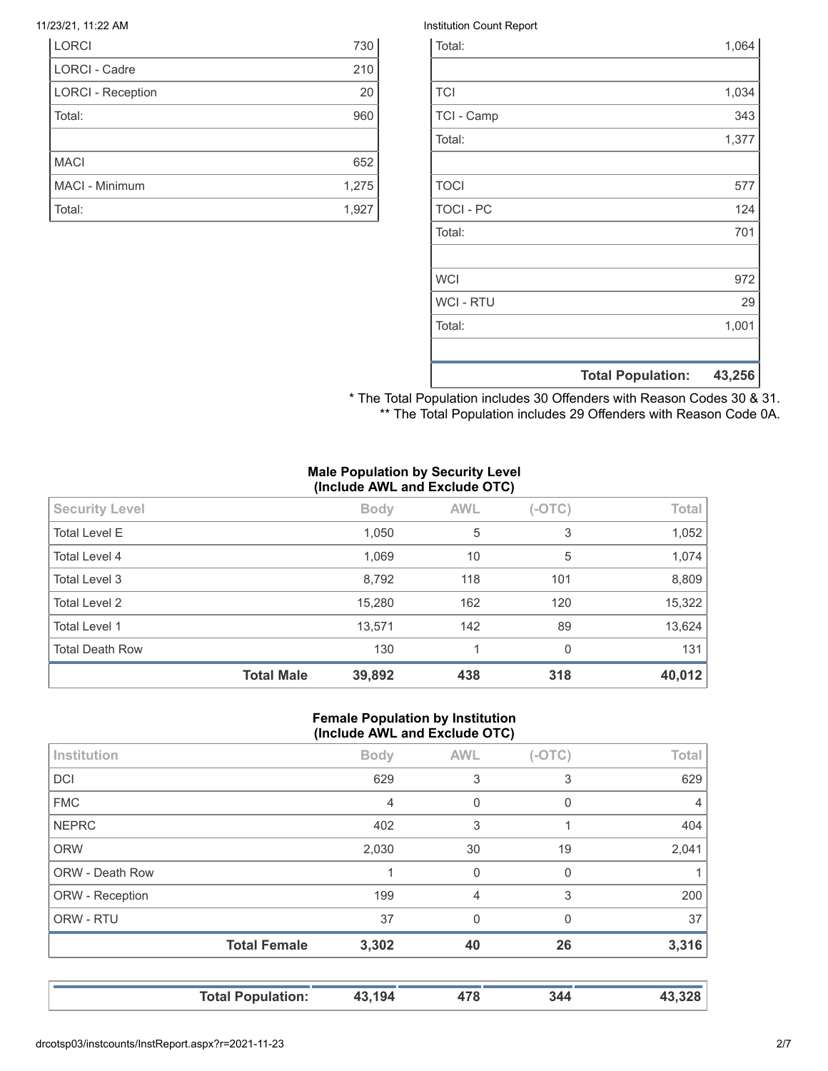| | |
|---|---|
| LORCI | 730 |
| LORCI - Cadre | 210 |
| LORCI - Reception | 20 |
| Total: | 960 |
| | |
| MACI | 652 |
| MACI - Minimum | 1,275 |
| Total: | 1,927 |

| | |
|---|---|
| Total: | 1,064 |
| | |
| TCI | 1,034 |
| TCI - Camp | 343 |
| Total: | 1,377 |
| | |
| TOCI | 577 |
| TOCI - PC | 124 |
| Total: | 701 |
| | |
| WCI | 972 |
| WCI - RTU | 29 |
| Total: | 1,001 |
| | |
| **Total Population:** | **43,256** |

* The Total Population includes 30 Offenders with Reason Codes 30 & 31.
** The Total Population includes 29 Offenders with Reason Code 0A.

**Male Population by Security Level (Include AWL and Exclude OTC)**

| Security Level | | Body | AWL | (-OTC) | Total |
|---|---|---|---|---|---|
| Total Level E | | 1,050 | 5 | 3 | 1,052 |
| Total Level 4 | | 1,069 | 10 | 5 | 1,074 |
| Total Level 3 | | 8,792 | 118 | 101 | 8,809 |
| Total Level 2 | | 15,280 | 162 | 120 | 15,322 |
| Total Level 1 | | 13,571 | 142 | 89 | 13,624 |
| Total Death Row | | 130 | 1 | 0 | 131 |
| | **Total Male** | **39,892** | **438** | **318** | **40,012** |

**Female Population by Institution (Include AWL and Exclude OTC)**

| Institution | | Body | AWL | (-OTC) | Total |
|---|---|---|---|---|---|
| DCI | | 629 | 3 | 3 | 629 |
| FMC | | 4 | 0 | 0 | 4 |
| NEPRC | | 402 | 3 | 1 | 404 |
| ORW | | 2,030 | 30 | 19 | 2,041 |
| ORW - Death Row | | 1 | 0 | 0 | 1 |
| ORW - Reception | | 199 | 4 | 3 | 200 |
| ORW - RTU | | 37 | 0 | 0 | 37 |
| | **Total Female** | **3,302** | **40** | **26** | **3,316** |

| | | | | |
|---|---|---|---|---|
| **Total Population:** | **43,194** | **478** | **344** | **43,328** |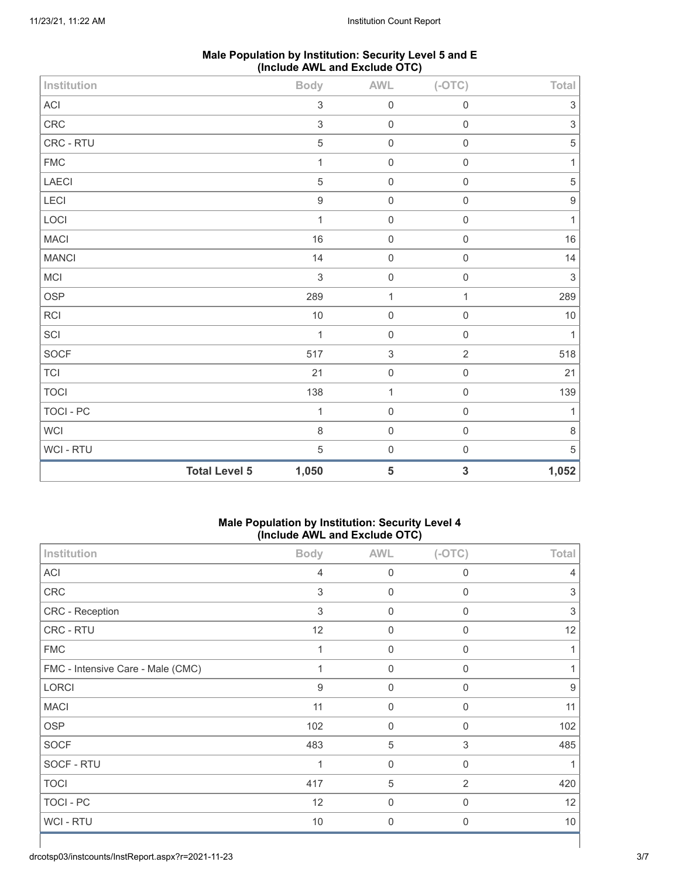### Male Population by Institution: Security Level 5 and E (Include AWL and Exclude OTC)

| Institution | Body | AWL | (-OTC) | Total |
|---|---|---|---|---|
| ACI | 3 | 0 | 0 | 3 |
| CRC | 3 | 0 | 0 | 3 |
| CRC - RTU | 5 | 0 | 0 | 5 |
| FMC | 1 | 0 | 0 | 1 |
| LAECI | 5 | 0 | 0 | 5 |
| LECI | 9 | 0 | 0 | 9 |
| LOCI | 1 | 0 | 0 | 1 |
| MACI | 16 | 0 | 0 | 16 |
| MANCI | 14 | 0 | 0 | 14 |
| MCI | 3 | 0 | 0 | 3 |
| OSP | 289 | 1 | 1 | 289 |
| RCI | 10 | 0 | 0 | 10 |
| SCI | 1 | 0 | 0 | 1 |
| SOCF | 517 | 3 | 2 | 518 |
| TCI | 21 | 0 | 0 | 21 |
| TOCI | 138 | 1 | 0 | 139 |
| TOCI - PC | 1 | 0 | 0 | 1 |
| WCI | 8 | 0 | 0 | 8 |
| WCI - RTU | 5 | 0 | 0 | 5 |
| **Total Level 5** | **1,050** | **5** | **3** | **1,052** |

### Male Population by Institution: Security Level 4 (Include AWL and Exclude OTC)

| Institution | Body | AWL | (-OTC) | Total |
|---|---|---|---|---|
| ACI | 4 | 0 | 0 | 4 |
| CRC | 3 | 0 | 0 | 3 |
| CRC - Reception | 3 | 0 | 0 | 3 |
| CRC - RTU | 12 | 0 | 0 | 12 |
| FMC | 1 | 0 | 0 | 1 |
| FMC - Intensive Care - Male (CMC) | 1 | 0 | 0 | 1 |
| LORCI | 9 | 0 | 0 | 9 |
| MACI | 11 | 0 | 0 | 11 |
| OSP | 102 | 0 | 0 | 102 |
| SOCF | 483 | 5 | 3 | 485 |
| SOCF - RTU | 1 | 0 | 0 | 1 |
| TOCI | 417 | 5 | 2 | 420 |
| TOCI - PC | 12 | 0 | 0 | 12 |
| WCI - RTU | 10 | 0 | 0 | 10 |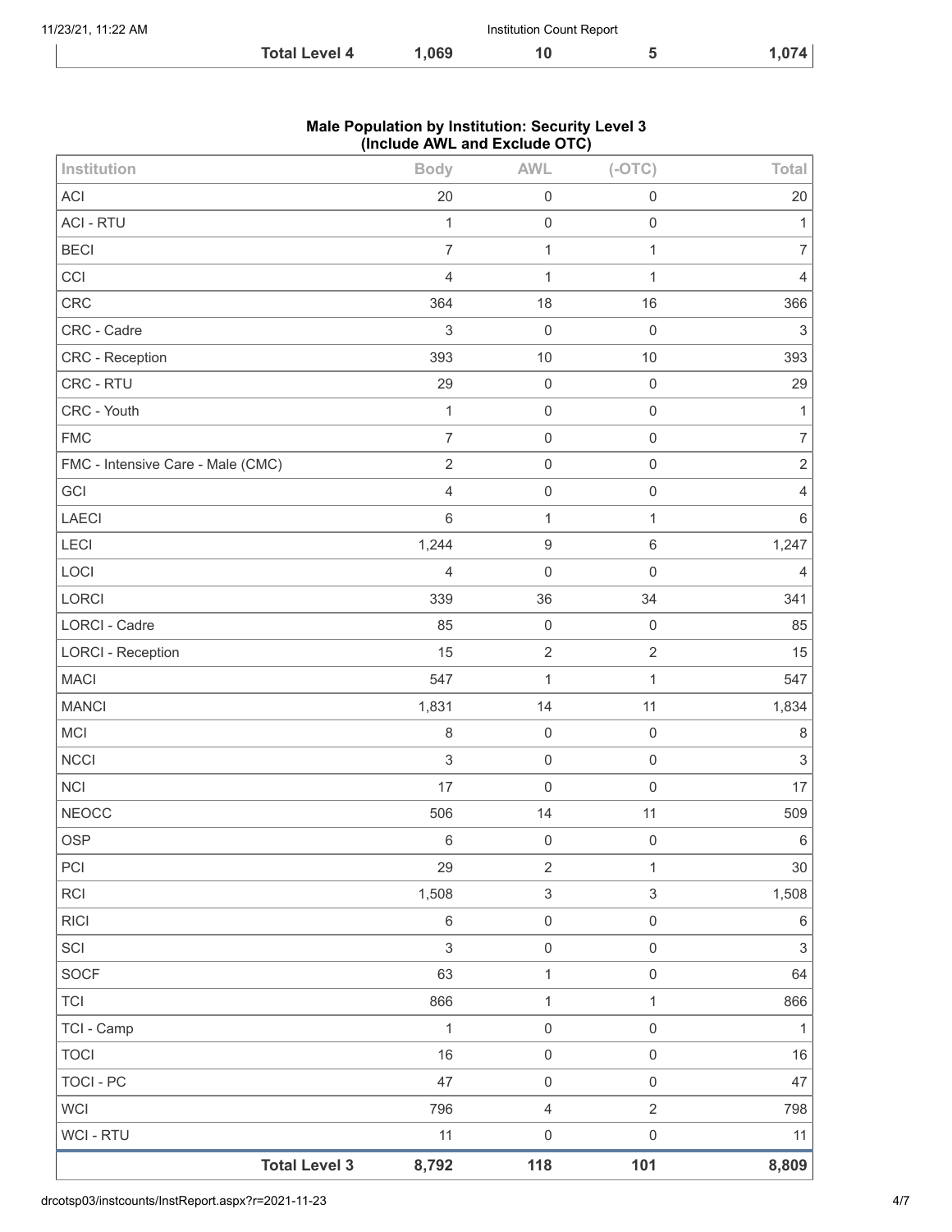| | Total Level 4 | 1,069 | 10 | 5 | 1,074 |
|---|---|---|---|---|---|

**Male Population by Institution: Security Level 3 (Include AWL and Exclude OTC)**

| Institution | Body | AWL | (-OTC) | Total |
|---|---|---|---|---|
| ACI | 20 | 0 | 0 | 20 |
| ACI - RTU | 1 | 0 | 0 | 1 |
| BECI | 7 | 1 | 1 | 7 |
| CCI | 4 | 1 | 1 | 4 |
| CRC | 364 | 18 | 16 | 366 |
| CRC - Cadre | 3 | 0 | 0 | 3 |
| CRC - Reception | 393 | 10 | 10 | 393 |
| CRC - RTU | 29 | 0 | 0 | 29 |
| CRC - Youth | 1 | 0 | 0 | 1 |
| FMC | 7 | 0 | 0 | 7 |
| FMC - Intensive Care - Male (CMC) | 2 | 0 | 0 | 2 |
| GCI | 4 | 0 | 0 | 4 |
| LAECI | 6 | 1 | 1 | 6 |
| LECI | 1,244 | 9 | 6 | 1,247 |
| LOCI | 4 | 0 | 0 | 4 |
| LORCI | 339 | 36 | 34 | 341 |
| LORCI - Cadre | 85 | 0 | 0 | 85 |
| LORCI - Reception | 15 | 2 | 2 | 15 |
| MACI | 547 | 1 | 1 | 547 |
| MANCI | 1,831 | 14 | 11 | 1,834 |
| MCI | 8 | 0 | 0 | 8 |
| NCCI | 3 | 0 | 0 | 3 |
| NCI | 17 | 0 | 0 | 17 |
| NEOCC | 506 | 14 | 11 | 509 |
| OSP | 6 | 0 | 0 | 6 |
| PCI | 29 | 2 | 1 | 30 |
| RCI | 1,508 | 3 | 3 | 1,508 |
| RICI | 6 | 0 | 0 | 6 |
| SCI | 3 | 0 | 0 | 3 |
| SOCF | 63 | 1 | 0 | 64 |
| TCI | 866 | 1 | 1 | 866 |
| TCI - Camp | 1 | 0 | 0 | 1 |
| TOCI | 16 | 0 | 0 | 16 |
| TOCI - PC | 47 | 0 | 0 | 47 |
| WCI | 796 | 4 | 2 | 798 |
| WCI - RTU | 11 | 0 | 0 | 11 |
| **Total Level 3** | **8,792** | **118** | **101** | **8,809** |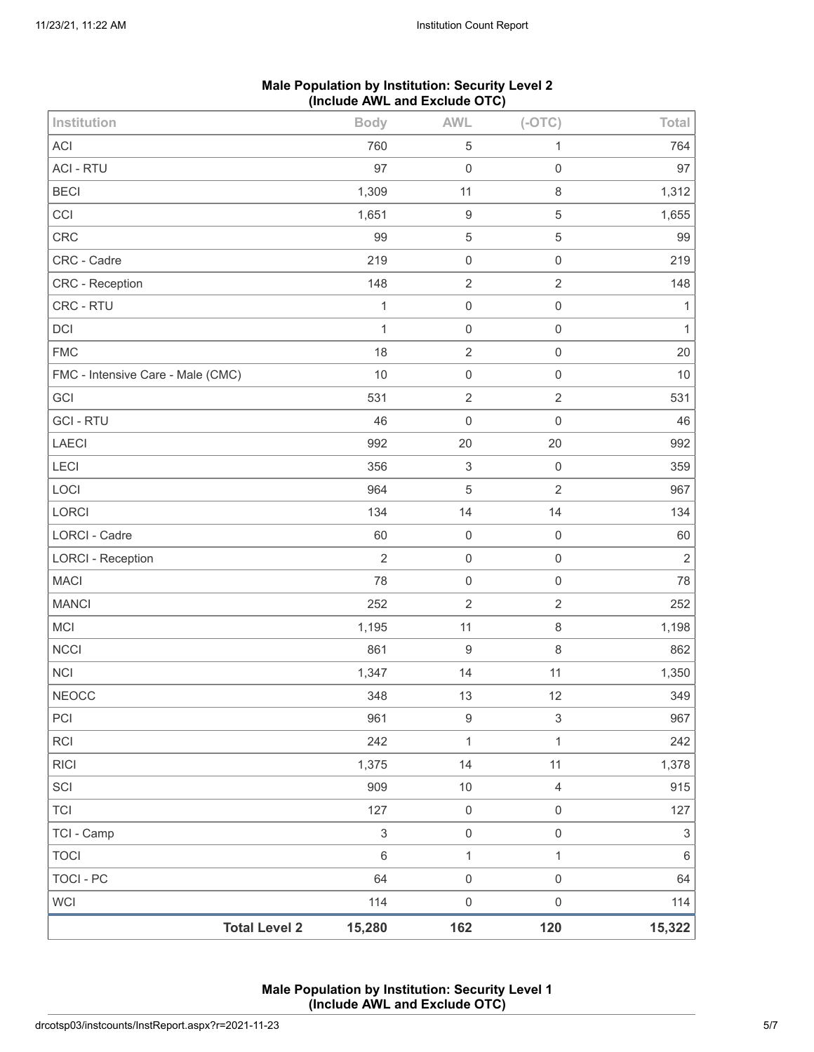**Male Population by Institution: Security Level 2**
**(Include AWL and Exclude OTC)**

| Institution | Body | AWL | (-OTC) | Total |
|---|---|---|---|---|
| ACI | 760 | 5 | 1 | 764 |
| ACI - RTU | 97 | 0 | 0 | 97 |
| BECI | 1,309 | 11 | 8 | 1,312 |
| CCI | 1,651 | 9 | 5 | 1,655 |
| CRC | 99 | 5 | 5 | 99 |
| CRC - Cadre | 219 | 0 | 0 | 219 |
| CRC - Reception | 148 | 2 | 2 | 148 |
| CRC - RTU | 1 | 0 | 0 | 1 |
| DCI | 1 | 0 | 0 | 1 |
| FMC | 18 | 2 | 0 | 20 |
| FMC - Intensive Care - Male (CMC) | 10 | 0 | 0 | 10 |
| GCI | 531 | 2 | 2 | 531 |
| GCI - RTU | 46 | 0 | 0 | 46 |
| LAECI | 992 | 20 | 20 | 992 |
| LECI | 356 | 3 | 0 | 359 |
| LOCI | 964 | 5 | 2 | 967 |
| LORCI | 134 | 14 | 14 | 134 |
| LORCI - Cadre | 60 | 0 | 0 | 60 |
| LORCI - Reception | 2 | 0 | 0 | 2 |
| MACI | 78 | 0 | 0 | 78 |
| MANCI | 252 | 2 | 2 | 252 |
| MCI | 1,195 | 11 | 8 | 1,198 |
| NCCI | 861 | 9 | 8 | 862 |
| NCI | 1,347 | 14 | 11 | 1,350 |
| NEOCC | 348 | 13 | 12 | 349 |
| PCI | 961 | 9 | 3 | 967 |
| RCI | 242 | 1 | 1 | 242 |
| RICI | 1,375 | 14 | 11 | 1,378 |
| SCI | 909 | 10 | 4 | 915 |
| TCI | 127 | 0 | 0 | 127 |
| TCI - Camp | 3 | 0 | 0 | 3 |
| TOCI | 6 | 1 | 1 | 6 |
| TOCI - PC | 64 | 0 | 0 | 64 |
| WCI | 114 | 0 | 0 | 114 |
| **Total Level 2** | **15,280** | **162** | **120** | **15,322** |

**Male Population by Institution: Security Level 1**
**(Include AWL and Exclude OTC)**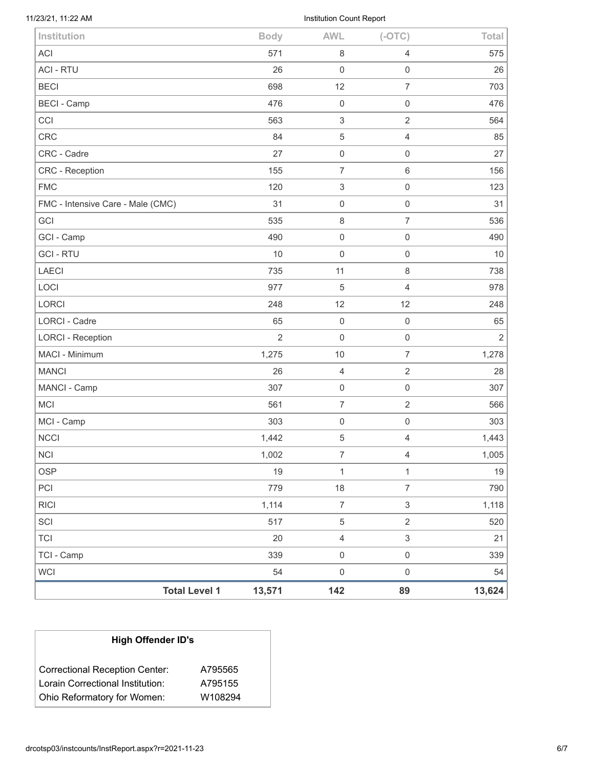| Institution | Body | AWL | (-OTC) | Total |
|---|---|---|---|---|
| ACI | 571 | 8 | 4 | 575 |
| ACI - RTU | 26 | 0 | 0 | 26 |
| BECI | 698 | 12 | 7 | 703 |
| BECI - Camp | 476 | 0 | 0 | 476 |
| CCI | 563 | 3 | 2 | 564 |
| CRC | 84 | 5 | 4 | 85 |
| CRC - Cadre | 27 | 0 | 0 | 27 |
| CRC - Reception | 155 | 7 | 6 | 156 |
| FMC | 120 | 3 | 0 | 123 |
| FMC - Intensive Care - Male (CMC) | 31 | 0 | 0 | 31 |
| GCI | 535 | 8 | 7 | 536 |
| GCI - Camp | 490 | 0 | 0 | 490 |
| GCI - RTU | 10 | 0 | 0 | 10 |
| LAECI | 735 | 11 | 8 | 738 |
| LOCI | 977 | 5 | 4 | 978 |
| LORCI | 248 | 12 | 12 | 248 |
| LORCI - Cadre | 65 | 0 | 0 | 65 |
| LORCI - Reception | 2 | 0 | 0 | 2 |
| MACI - Minimum | 1,275 | 10 | 7 | 1,278 |
| MANCI | 26 | 4 | 2 | 28 |
| MANCI - Camp | 307 | 0 | 0 | 307 |
| MCI | 561 | 7 | 2 | 566 |
| MCI - Camp | 303 | 0 | 0 | 303 |
| NCCI | 1,442 | 5 | 4 | 1,443 |
| NCI | 1,002 | 7 | 4 | 1,005 |
| OSP | 19 | 1 | 1 | 19 |
| PCI | 779 | 18 | 7 | 790 |
| RICI | 1,114 | 7 | 3 | 1,118 |
| SCI | 517 | 5 | 2 | 520 |
| TCI | 20 | 4 | 3 | 21 |
| TCI - Camp | 339 | 0 | 0 | 339 |
| WCI | 54 | 0 | 0 | 54 |
| **Total Level 1** | **13,571** | **142** | **89** | **13,624** |

**High Offender ID's**

| | |
|---|---|
| Correctional Reception Center: | A795565 |
| Lorain Correctional Institution: | A795155 |
| Ohio Reformatory for Women: | W108294 |